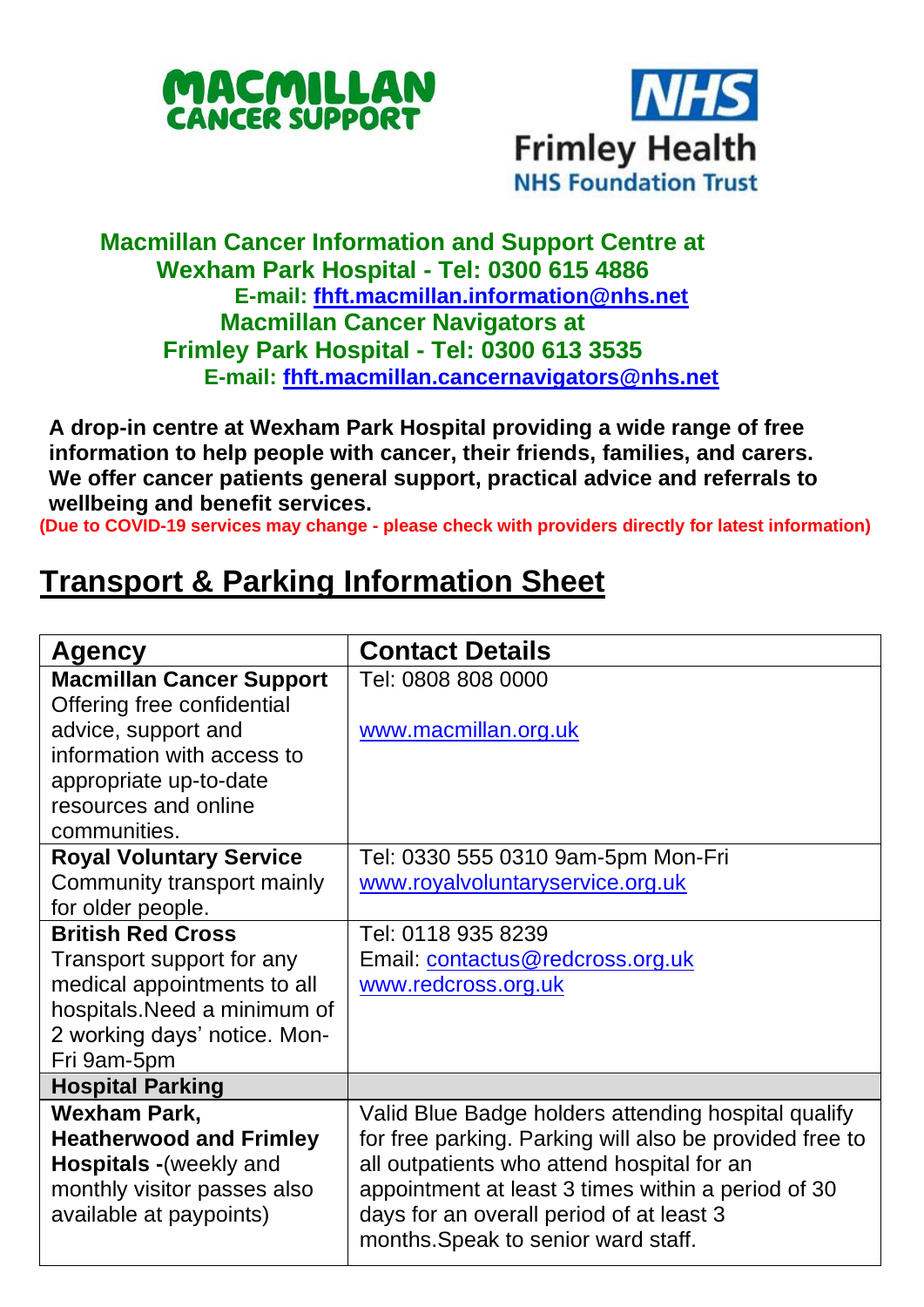MACMILLAN CANCER SUPPORT

NHS Frimley Health NHS Foundation Trust

**Macmillan Cancer Information and Support Centre at Wexham Park Hospital - Tel: 0300 615 4886**
**E-mail: fhft.macmillan.information@nhs.net**
**Macmillan Cancer Navigators at Frimley Park Hospital - Tel: 0300 613 3535**
**E-mail: fhft.macmillan.cancernavigators@nhs.net**

**A drop-in centre at Wexham Park Hospital providing a wide range of free information to help people with cancer, their friends, families, and carers. We offer cancer patients general support, practical advice and referrals to wellbeing and benefit services.**
**(Due to COVID-19 services may change - please check with providers directly for latest information)**

# Transport & Parking Information Sheet

| Agency | Contact Details |
|---|---|
| **Macmillan Cancer Support** Offering free confidential advice, support and information with access to appropriate up-to-date resources and online communities. | Tel: 0808 808 0000<br><br>www.macmillan.org.uk |
| **Royal Voluntary Service** Community transport mainly for older people. | Tel: 0330 555 0310 9am-5pm Mon-Fri<br>www.royalvoluntaryservice.org.uk |
| **British Red Cross** Transport support for any medical appointments to all hospitals.Need a minimum of 2 working days' notice. Mon-Fri 9am-5pm | Tel: 0118 935 8239<br>Email: contactus@redcross.org.uk<br>www.redcross.org.uk |
| **Hospital Parking** | |
| **Wexham Park, Heatherwood and Frimley Hospitals -**(weekly and monthly visitor passes also available at paypoints) | Valid Blue Badge holders attending hospital qualify for free parking. Parking will also be provided free to all outpatients who attend hospital for an appointment at least 3 times within a period of 30 days for an overall period of at least 3 months.Speak to senior ward staff. |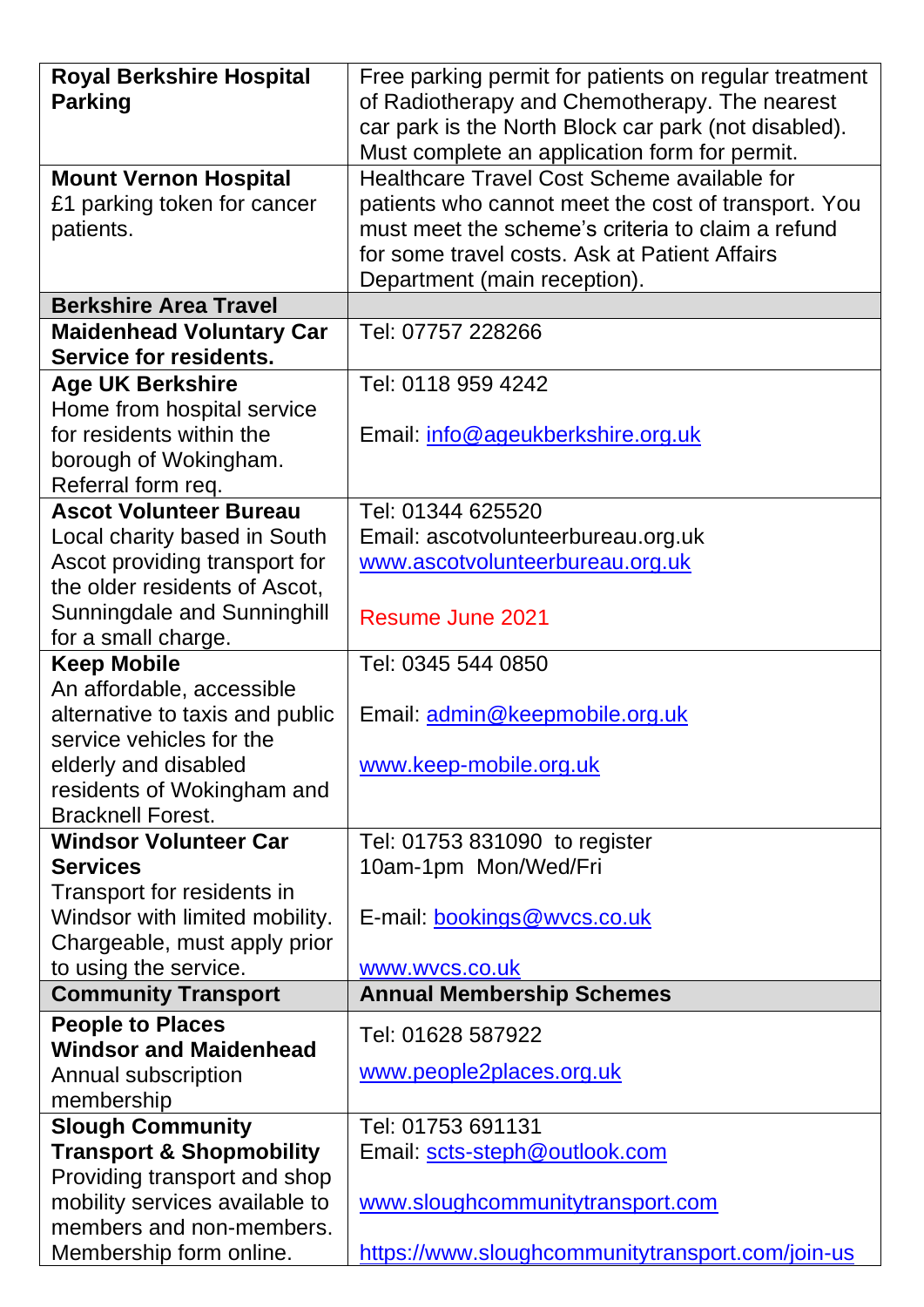| | |
|---|---|
| **Royal Berkshire Hospital Parking** | Free parking permit for patients on regular treatment of Radiotherapy and Chemotherapy. The nearest car park is the North Block car park (not disabled). Must complete an application form for permit. |
| **Mount Vernon Hospital** £1 parking token for cancer patients. | Healthcare Travel Cost Scheme available for patients who cannot meet the cost of transport. You must meet the scheme's criteria to claim a refund for some travel costs. Ask at Patient Affairs Department (main reception). |
| **Berkshire Area Travel** | |
| **Maidenhead Voluntary Car Service for residents.** | Tel: 07757 228266 |
| **Age UK Berkshire** Home from hospital service for residents within the borough of Wokingham. Referral form req. | Tel: 0118 959 4242<br><br>Email: info@ageukberkshire.org.uk |
| **Ascot Volunteer Bureau** Local charity based in South Ascot providing transport for the older residents of Ascot, Sunningdale and Sunninghill for a small charge. | Tel: 01344 625520<br>Email: ascotvolunteerbureau.org.uk<br>www.ascotvolunteerbureau.org.uk<br><br>Resume June 2021 |
| **Keep Mobile** An affordable, accessible alternative to taxis and public service vehicles for the elderly and disabled residents of Wokingham and Bracknell Forest. | Tel: 0345 544 0850<br><br>Email: admin@keepmobile.org.uk<br><br>www.keep-mobile.org.uk |
| **Windsor Volunteer Car Services** Transport for residents in Windsor with limited mobility. Chargeable, must apply prior to using the service. | Tel: 01753 831090 to register<br>10am-1pm Mon/Wed/Fri<br><br>E-mail: bookings@wvcs.co.uk<br><br>www.wvcs.co.uk |
| **Community Transport** | **Annual Membership Schemes** |
| **People to Places Windsor and Maidenhead** Annual subscription membership | Tel: 01628 587922<br><br>www.people2places.org.uk |
| **Slough Community Transport & Shopmobility** Providing transport and shop mobility services available to members and non-members. Membership form online. | Tel: 01753 691131<br>Email: scts-steph@outlook.com<br><br>www.sloughcommunitytransport.com<br><br>https://www.sloughcommunitytransport.com/join-us |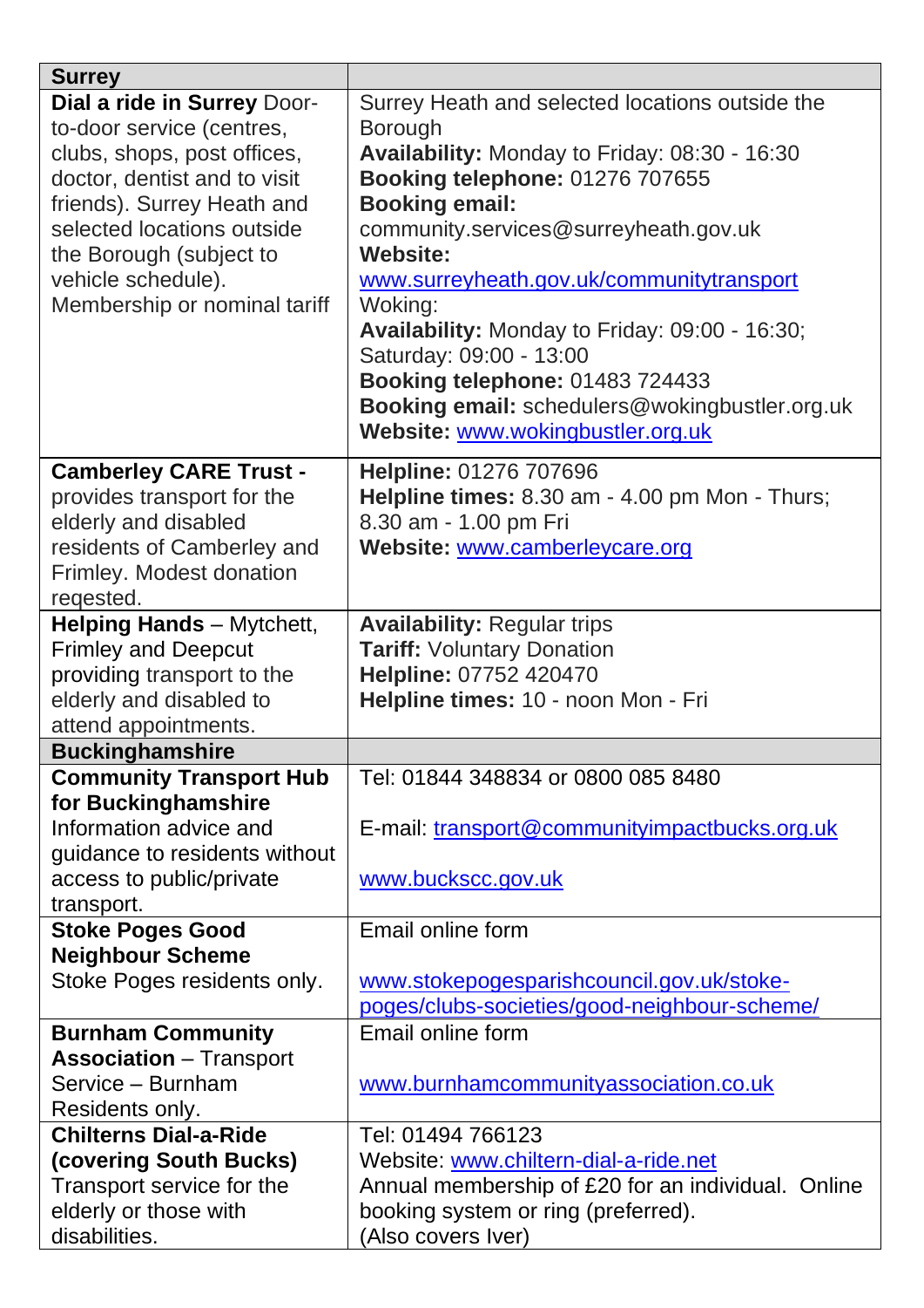| Surrey | |
| --- | --- |
| **Dial a ride in Surrey** Door-to-door service (centres, clubs, shops, post offices, doctor, dentist and to visit friends). Surrey Heath and selected locations outside the Borough (subject to vehicle schedule). Membership or nominal tariff | Surrey Heath and selected locations outside the Borough<br>**Availability:** Monday to Friday: 08:30 - 16:30<br>**Booking telephone:** 01276 707655<br>**Booking email:** community.services@surreyheath.gov.uk<br>**Website:** [www.surreyheath.gov.uk/communitytransport](www.surreyheath.gov.uk/communitytransport)<br>Woking:<br>**Availability:** Monday to Friday: 09:00 - 16:30; Saturday: 09:00 - 13:00<br>**Booking telephone:** 01483 724433<br>**Booking email:** schedulers@wokingbustler.org.uk<br>**Website:** [www.wokingbustler.org.uk](www.wokingbustler.org.uk) |
| **Camberley CARE Trust -** provides transport for the elderly and disabled residents of Camberley and Frimley. Modest donation reqested. | **Helpline:** 01276 707696<br>**Helpline times:** 8.30 am - 4.00 pm Mon - Thurs; 8.30 am - 1.00 pm Fri<br>**Website:** [www.camberleycare.org](www.camberleycare.org) |
| **Helping Hands** – Mytchett, Frimley and Deepcut providing transport to the elderly and disabled to attend appointments. | **Availability:** Regular trips<br>**Tariff:** Voluntary Donation<br>**Helpline:** 07752 420470<br>**Helpline times:** 10 - noon Mon - Fri |
| **Buckinghamshire** | |
| **Community Transport Hub for Buckinghamshire** Information advice and guidance to residents without access to public/private transport. | Tel: 01844 348834 or 0800 085 8480<br><br>E-mail: [transport@communityimpactbucks.org.uk](mailto:transport@communityimpactbucks.org.uk)<br><br>[www.buckscc.gov.uk](www.buckscc.gov.uk) |
| **Stoke Poges Good Neighbour Scheme** Stoke Poges residents only. | Email online form<br><br>[www.stokepogesparishcouncil.gov.uk/stoke-poges/clubs-societies/good-neighbour-scheme/](www.stokepogesparishcouncil.gov.uk/stoke-poges/clubs-societies/good-neighbour-scheme/) |
| **Burnham Community Association** – Transport Service – Burnham Residents only. | Email online form<br><br>[www.burnhamcommunityassociation.co.uk](www.burnhamcommunityassociation.co.uk) |
| **Chilterns Dial-a-Ride (covering South Bucks)** Transport service for the elderly or those with disabilities. | Tel: 01494 766123<br>Website: [www.chiltern-dial-a-ride.net](www.chiltern-dial-a-ride.net)<br>Annual membership of £20 for an individual. Online booking system or ring (preferred).<br>(Also covers Iver) |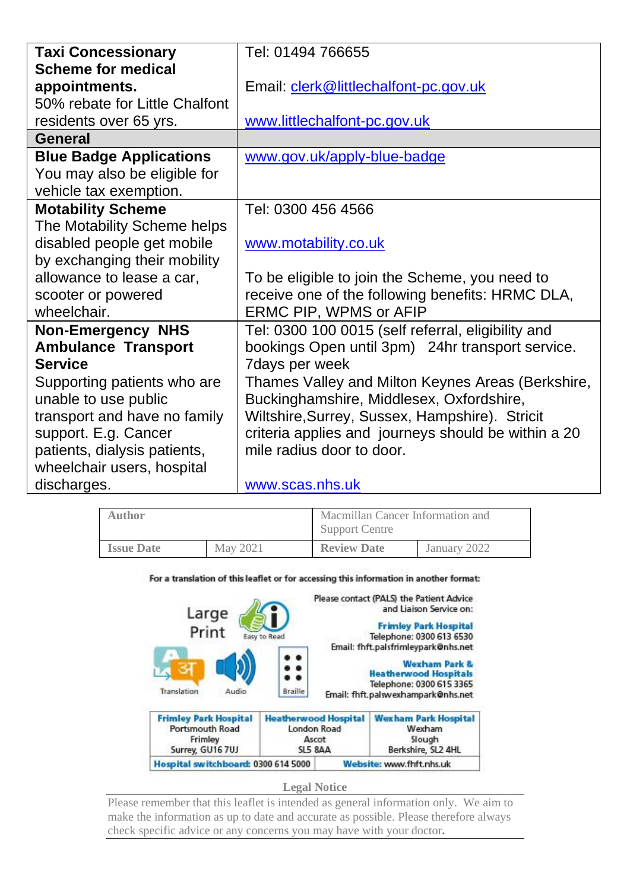| | |
|---|---|
| **Taxi Concessionary Scheme for medical appointments.**<br>50% rebate for Little Chalfont residents over 65 yrs. | Tel: 01494 766655<br><br>Email: clerk@littlechalfont-pc.gov.uk<br><br>www.littlechalfont-pc.gov.uk |
| **General** | |
| **Blue Badge Applications**<br>You may also be eligible for vehicle tax exemption. | www.gov.uk/apply-blue-badge |
| **Motability Scheme**<br>The Motability Scheme helps disabled people get mobile by exchanging their mobility allowance to lease a car, scooter or powered wheelchair. | Tel: 0300 456 4566<br><br>www.motability.co.uk<br><br>To be eligible to join the Scheme, you need to receive one of the following benefits: HRMC DLA, ERMC PIP, WPMS or AFIP |
| **Non-Emergency NHS Ambulance Transport Service**<br>Supporting patients who are unable to use public transport and have no family support. E.g. Cancer patients, dialysis patients, wheelchair users, hospital discharges. | Tel: 0300 100 0015 (self referral, eligibility and bookings Open until 3pm) 24hr transport service. 7days per week<br>Thames Valley and Milton Keynes Areas (Berkshire, Buckinghamshire, Middlesex, Oxfordshire, Wiltshire,Surrey, Sussex, Hampshire). Strict criteria applies and journeys should be within a 20 mile radius door to door.<br><br>www.scas.nhs.uk |

| | | | |
|---|---|---|---|
| **Author** | | Macmillan Cancer Information and Support Centre | |
| **Issue Date** | May 2021 | **Review Date** | January 2022 |

**For a translation of this leaflet or for accessing this information in another format:**

Large Print

Easy to Read

Translation

Audio

Braille

Please contact (PALS) the Patient Advice and Liaison Service on:

**Frimley Park Hospital**
Telephone: 0300 613 6530
Email: fhft.palsfrimleypark@nhs.net

**Wexham Park & Heatherwood Hospitals**
Telephone: 0300 615 3365
Email: fhft.palswexhampark@nhs.net

| **Frimley Park Hospital** | **Heatherwood Hospital** | **Wexham Park Hospital** |
|---|---|---|
| Portsmouth Road<br>Frimley<br>Surrey, GU16 7UJ | London Road<br>Ascot<br>SL5 8AA | Wexham<br>Slough<br>Berkshire, SL2 4HL |
| **Hospital switchboard:** 0300 614 5000 | **Website:** www.fhft.nhs.uk | |

**Legal Notice**

Please remember that this leaflet is intended as general information only. We aim to make the information as up to date and accurate as possible. Please therefore always check specific advice or any concerns you may have with your doctor.